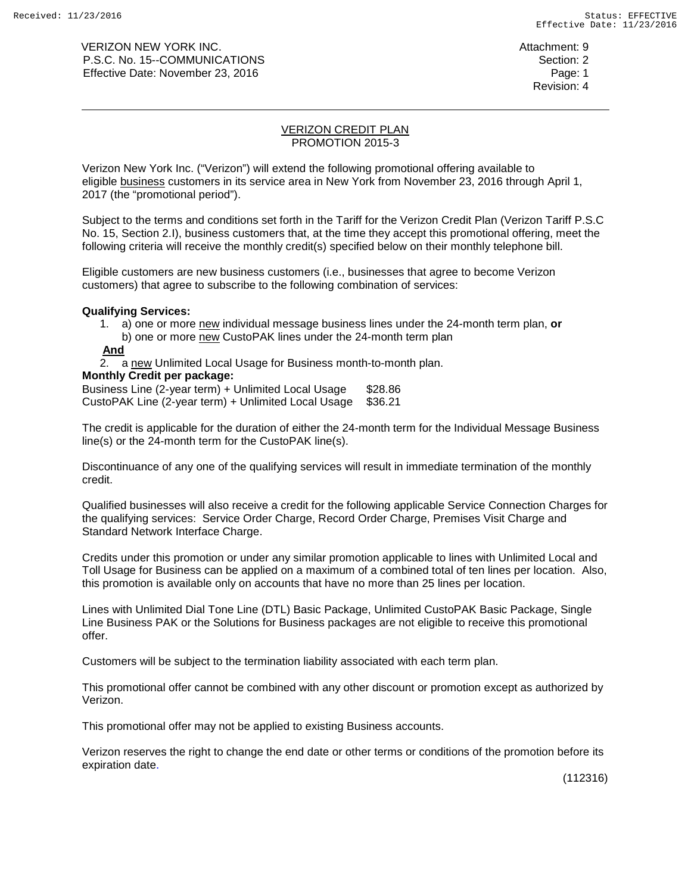VERIZON NEW YORK INC.
P.S.C. No. 15--COMMUNICATIONS
Effective Date: November 23, 2016

Attachment: 9
Section: 2
Page: 1
Revision: 4

## VERIZON CREDIT PLAN
## PROMOTION 2015-3

Verizon New York Inc. ("Verizon") will extend the following promotional offering available to eligible business customers in its service area in New York from November 23, 2016 through April 1, 2017 (the "promotional period").

Subject to the terms and conditions set forth in the Tariff for the Verizon Credit Plan (Verizon Tariff P.S.C No. 15, Section 2.I), business customers that, at the time they accept this promotional offering, meet the following criteria will receive the monthly credit(s) specified below on their monthly telephone bill.

Eligible customers are new business customers (i.e., businesses that agree to become Verizon customers) that agree to subscribe to the following combination of services:

**Qualifying Services:**

1. a) one or more new individual message business lines under the 24-month term plan, **or**
   b) one or more new CustoPAK lines under the 24-month term plan

**And**

2. a new Unlimited Local Usage for Business month-to-month plan.

**Monthly Credit per package:**

| | |
|---|---|
| Business Line (2-year term) + Unlimited Local Usage | $28.86 |
| CustoPAK Line (2-year term) + Unlimited Local Usage | $36.21 |

The credit is applicable for the duration of either the 24-month term for the Individual Message Business line(s) or the 24-month term for the CustoPAK line(s).

Discontinuance of any one of the qualifying services will result in immediate termination of the monthly credit.

Qualified businesses will also receive a credit for the following applicable Service Connection Charges for the qualifying services: Service Order Charge, Record Order Charge, Premises Visit Charge and Standard Network Interface Charge.

Credits under this promotion or under any similar promotion applicable to lines with Unlimited Local and Toll Usage for Business can be applied on a maximum of a combined total of ten lines per location. Also, this promotion is available only on accounts that have no more than 25 lines per location.

Lines with Unlimited Dial Tone Line (DTL) Basic Package, Unlimited CustoPAK Basic Package, Single Line Business PAK or the Solutions for Business packages are not eligible to receive this promotional offer.

Customers will be subject to the termination liability associated with each term plan.

This promotional offer cannot be combined with any other discount or promotion except as authorized by Verizon.

This promotional offer may not be applied to existing Business accounts.

Verizon reserves the right to change the end date or other terms or conditions of the promotion before its expiration date.

(112316)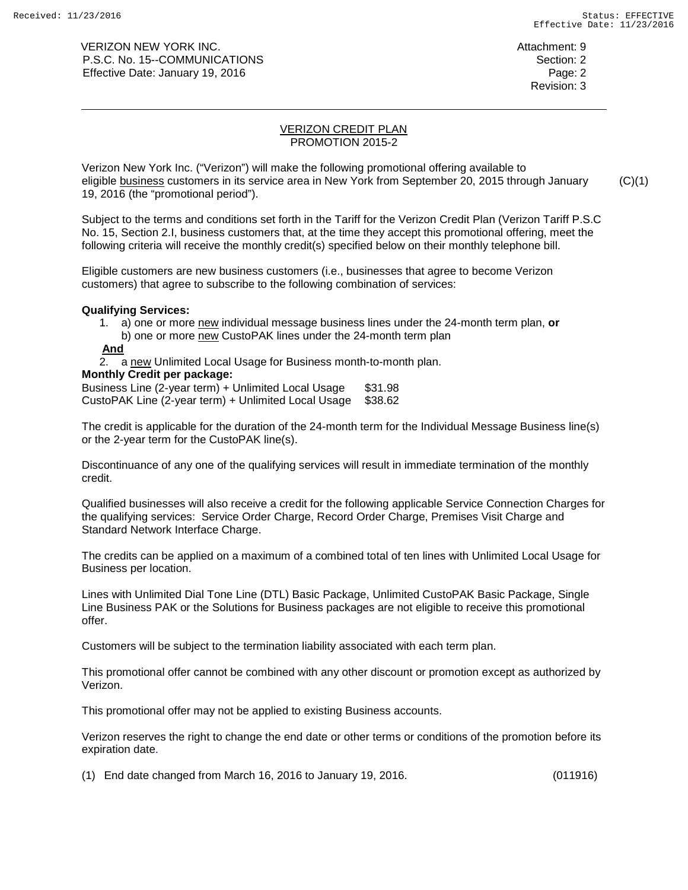VERIZON NEW YORK INC.
P.S.C. No. 15--COMMUNICATIONS
Effective Date: January 19, 2016

Attachment: 9
Section: 2
Page: 2
Revision: 3

## VERIZON CREDIT PLAN
## PROMOTION 2015-2

Verizon New York Inc. ("Verizon") will make the following promotional offering available to eligible business customers in its service area in New York from September 20, 2015 through January 19, 2016 (the "promotional period"). (C)(1)

Subject to the terms and conditions set forth in the Tariff for the Verizon Credit Plan (Verizon Tariff P.S.C No. 15, Section 2.I, business customers that, at the time they accept this promotional offering, meet the following criteria will receive the monthly credit(s) specified below on their monthly telephone bill.

Eligible customers are new business customers (i.e., businesses that agree to become Verizon customers) that agree to subscribe to the following combination of services:

**Qualifying Services:**

1. a) one or more new individual message business lines under the 24-month term plan, **or**
   b) one or more new CustoPAK lines under the 24-month term plan

**And**

2. a new Unlimited Local Usage for Business month-to-month plan.

**Monthly Credit per package:**

| | |
|---|---|
| Business Line (2-year term) + Unlimited Local Usage | \$31.98 |
| CustoPAK Line (2-year term) + Unlimited Local Usage | \$38.62 |

The credit is applicable for the duration of the 24-month term for the Individual Message Business line(s) or the 2-year term for the CustoPAK line(s).

Discontinuance of any one of the qualifying services will result in immediate termination of the monthly credit.

Qualified businesses will also receive a credit for the following applicable Service Connection Charges for the qualifying services: Service Order Charge, Record Order Charge, Premises Visit Charge and Standard Network Interface Charge.

The credits can be applied on a maximum of a combined total of ten lines with Unlimited Local Usage for Business per location.

Lines with Unlimited Dial Tone Line (DTL) Basic Package, Unlimited CustoPAK Basic Package, Single Line Business PAK or the Solutions for Business packages are not eligible to receive this promotional offer.

Customers will be subject to the termination liability associated with each term plan.

This promotional offer cannot be combined with any other discount or promotion except as authorized by Verizon.

This promotional offer may not be applied to existing Business accounts.

Verizon reserves the right to change the end date or other terms or conditions of the promotion before its expiration date.

(1) End date changed from March 16, 2016 to January 19, 2016. (011916)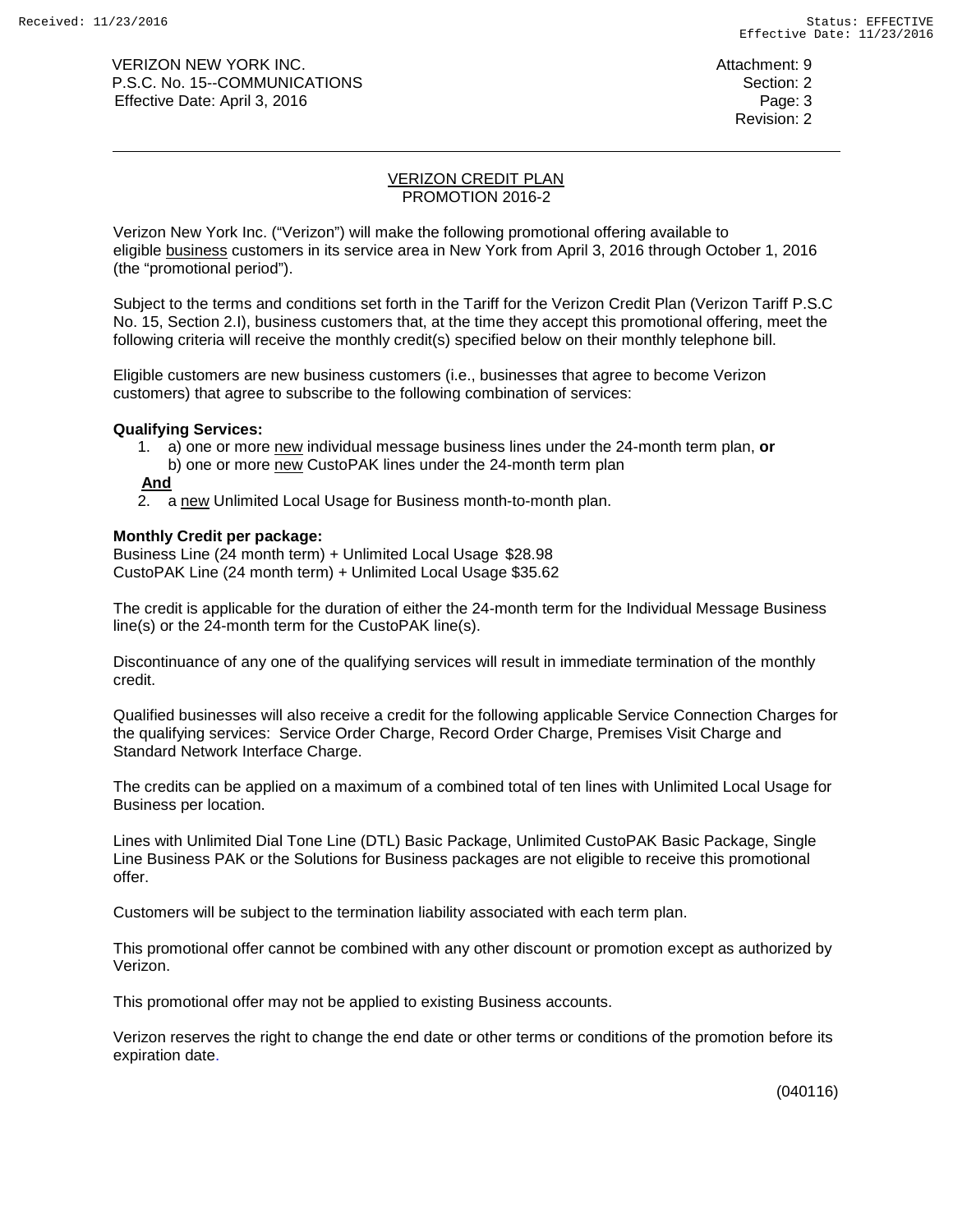VERIZON NEW YORK INC.
P.S.C. No. 15--COMMUNICATIONS
Effective Date: April 3, 2016

Attachment: 9
Section: 2
Page: 3
Revision: 2

---

## VERIZON CREDIT PLAN
### PROMOTION 2016-2

Verizon New York Inc. ("Verizon") will make the following promotional offering available to eligible business customers in its service area in New York from April 3, 2016 through October 1, 2016 (the "promotional period").

Subject to the terms and conditions set forth in the Tariff for the Verizon Credit Plan (Verizon Tariff P.S.C No. 15, Section 2.I), business customers that, at the time they accept this promotional offering, meet the following criteria will receive the monthly credit(s) specified below on their monthly telephone bill.

Eligible customers are new business customers (i.e., businesses that agree to become Verizon customers) that agree to subscribe to the following combination of services:

**Qualifying Services:**

1. a) one or more new individual message business lines under the 24-month term plan, **or**
   b) one or more new CustoPAK lines under the 24-month term plan

   **And**

2. a new Unlimited Local Usage for Business month-to-month plan.

**Monthly Credit per package:**

Business Line (24 month term) + Unlimited Local Usage $28.98
CustoPAK Line (24 month term) + Unlimited Local Usage $35.62

The credit is applicable for the duration of either the 24-month term for the Individual Message Business line(s) or the 24-month term for the CustoPAK line(s).

Discontinuance of any one of the qualifying services will result in immediate termination of the monthly credit.

Qualified businesses will also receive a credit for the following applicable Service Connection Charges for the qualifying services: Service Order Charge, Record Order Charge, Premises Visit Charge and Standard Network Interface Charge.

The credits can be applied on a maximum of a combined total of ten lines with Unlimited Local Usage for Business per location.

Lines with Unlimited Dial Tone Line (DTL) Basic Package, Unlimited CustoPAK Basic Package, Single Line Business PAK or the Solutions for Business packages are not eligible to receive this promotional offer.

Customers will be subject to the termination liability associated with each term plan.

This promotional offer cannot be combined with any other discount or promotion except as authorized by Verizon.

This promotional offer may not be applied to existing Business accounts.

Verizon reserves the right to change the end date or other terms or conditions of the promotion before its expiration date.

(040116)